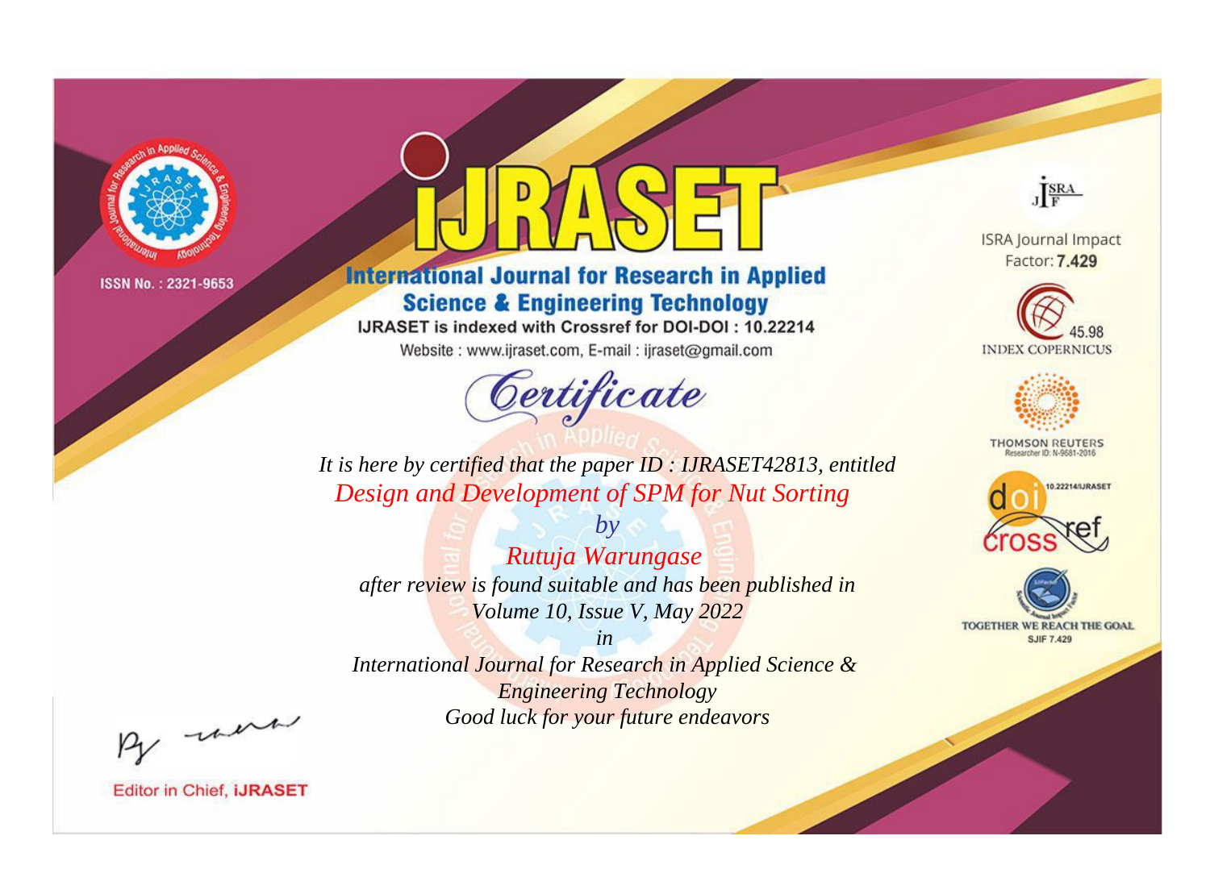ISSN No. : 2321-9653

# IJRASET

## International Journal for Research in Applied Science & Engineering Technology

IJRASET is indexed with Crossref for DOI-DOI : 10.22214

Website : www.ijraset.com, E-mail : ijraset@gmail.com

ISRA Journal Impact Factor: **7.429**

45.98 INDEX COPERNICUS

THOMSON REUTERS Researcher ID: N-9681-2016

10.22214/IJRASET

TOGETHER WE REACH THE GOAL SJIF 7.429

*Certificate*

*It is here by certified that the paper ID : IJRASET42813, entitled*

*Design and Development of SPM for Nut Sorting*

*by*

*Rutuja Warungase*

*after review is found suitable and has been published in*

*Volume 10, Issue V, May 2022*

*in*

*International Journal for Research in Applied Science & Engineering Technology*

*Good luck for your future endeavors*

Editor in Chief, **iJRASET**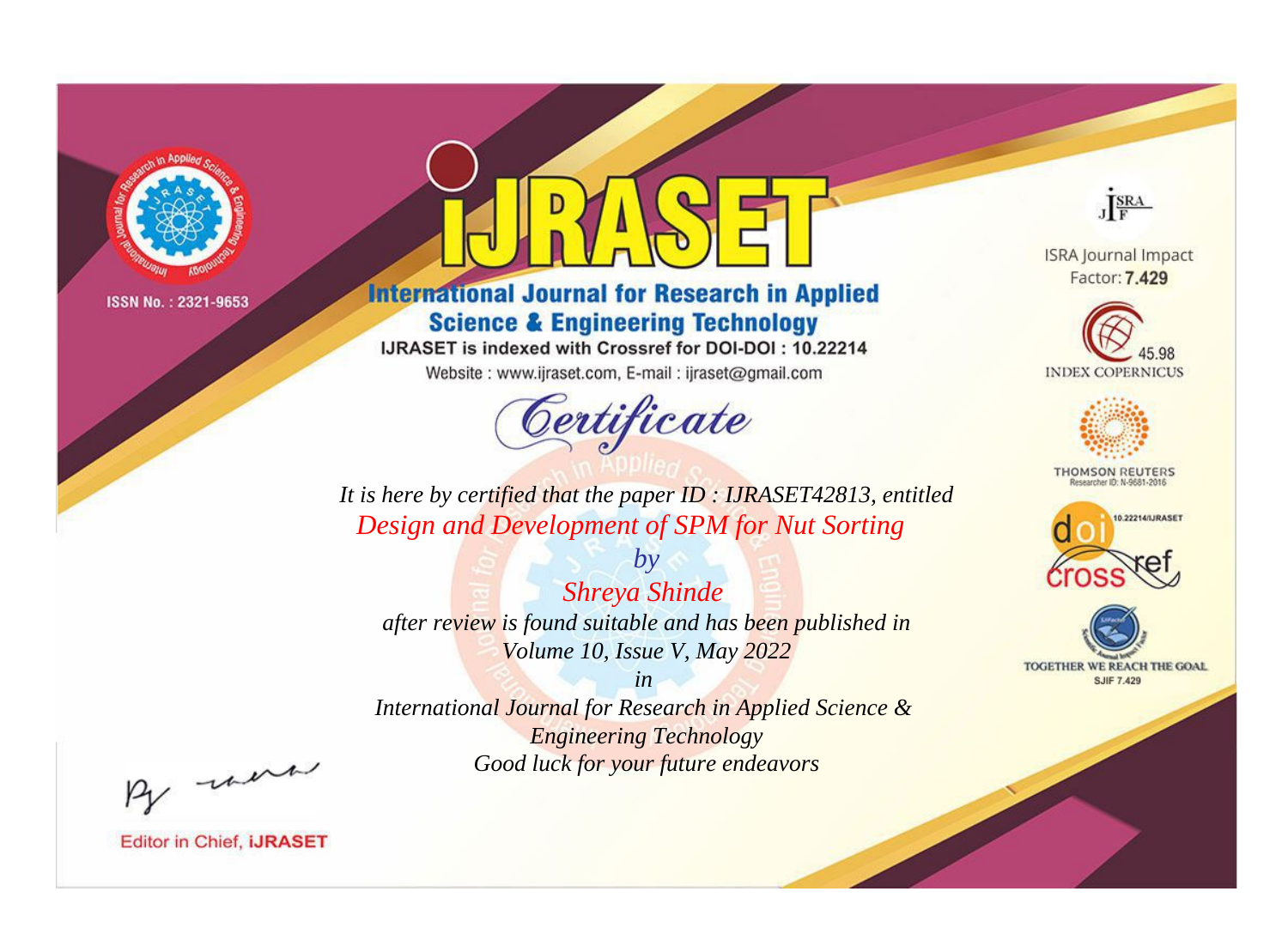ISSN No. : 2321-9653

# iJRASET

## International Journal for Research in Applied Science & Engineering Technology

IJRASET is indexed with Crossref for DOI-DOI : 10.22214

Website : www.ijraset.com, E-mail : ijraset@gmail.com

ISRA Journal Impact Factor: **7.429**

45.98 INDEX COPERNICUS

THOMSON REUTERS Researcher ID: N-9681-2016

10.22214/IJRASET

TOGETHER WE REACH THE GOAL SJIF 7.429

*Certificate*

*It is here by certified that the paper ID : IJRASET42813, entitled*

*Design and Development of SPM for Nut Sorting*

*by*

*Shreya Shinde*

*after review is found suitable and has been published in*

*Volume 10, Issue V, May 2022*

*in*

*International Journal for Research in Applied Science & Engineering Technology*

*Good luck for your future endeavors*

Editor in Chief, **iJRASET**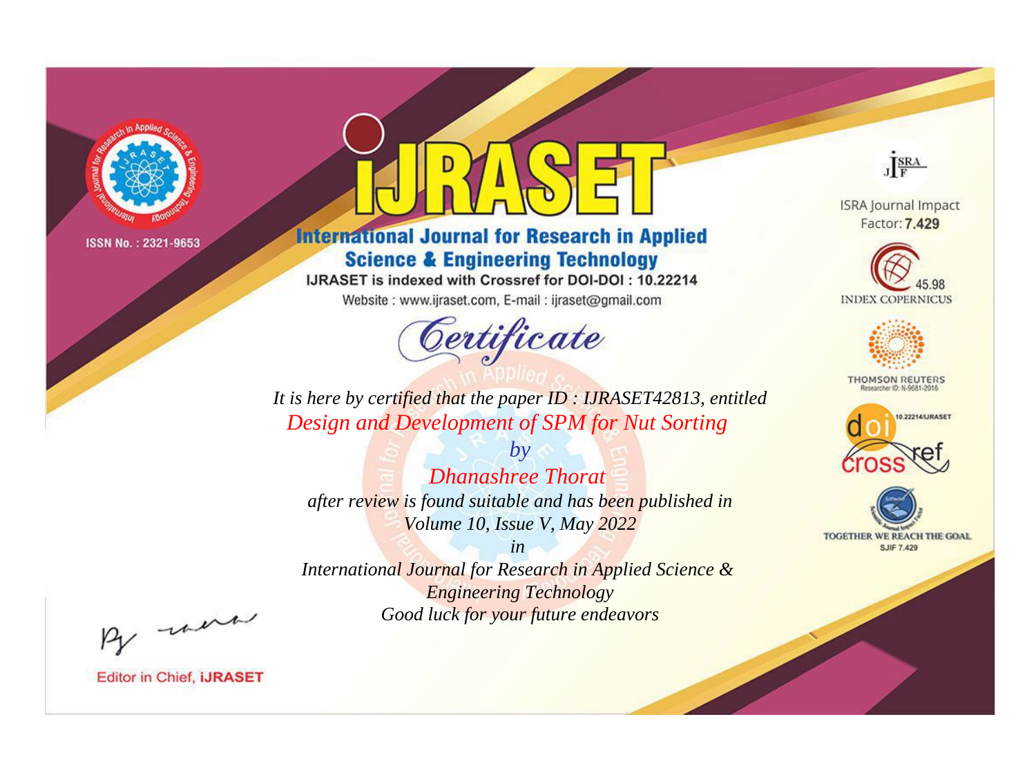ISSN No. : 2321-9653

# iJRASET

## International Journal for Research in Applied Science & Engineering Technology

IJRASET is indexed with Crossref for DOI-DOI : 10.22214

Website : www.ijraset.com, E-mail : ijraset@gmail.com

*Certificate*

*It is here by certified that the paper ID : IJRASET42813, entitled*

*Design and Development of SPM for Nut Sorting*

*by*

*Dhanashree Thorat*

*after review is found suitable and has been published in*

*Volume 10, Issue V, May 2022*

*in*

*International Journal for Research in Applied Science & Engineering Technology*

*Good luck for your future endeavors*

ISRA Journal Impact Factor: **7.429**

45.98 INDEX COPERNICUS

THOMSON REUTERS Researcher ID: N-9681-2016

10.22214/IJRASET

TOGETHER WE REACH THE GOAL SJIF 7.429

Editor in Chief, **iJRASET**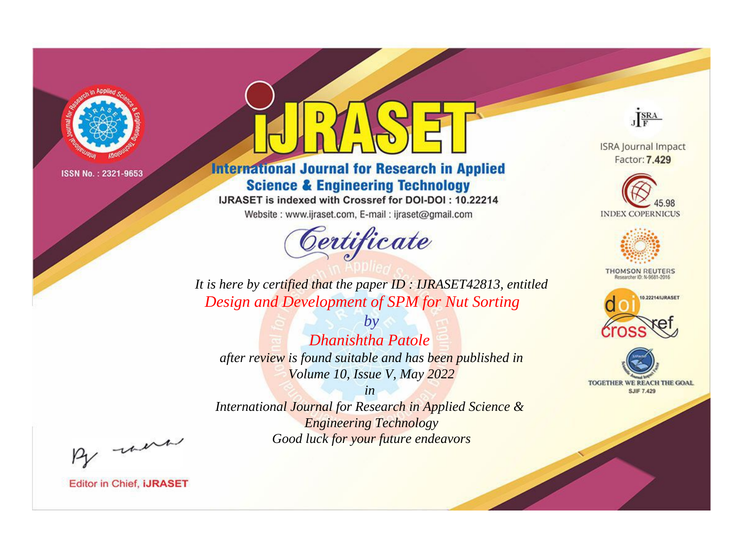ISSN No. : 2321-9653

# iJRASET

## International Journal for Research in Applied Science & Engineering Technology

IJRASET is indexed with Crossref for DOI-DOI : 10.22214

Website : www.ijraset.com, E-mail : ijraset@gmail.com

*Certificate*

*It is here by certified that the paper ID : IJRASET42813, entitled*

*Design and Development of SPM for Nut Sorting*

*by*

*Dhanishtha Patole*

*after review is found suitable and has been published in*

*Volume 10, Issue V, May 2022*

*in*

*International Journal for Research in Applied Science & Engineering Technology*

*Good luck for your future endeavors*

ISRA Journal Impact Factor: **7.429**

45.98 INDEX COPERNICUS

THOMSON REUTERS Researcher ID: N-9681-2016

10.22214/IJRASET

TOGETHER WE REACH THE GOAL SJIF 7.429

Editor in Chief, **iJRASET**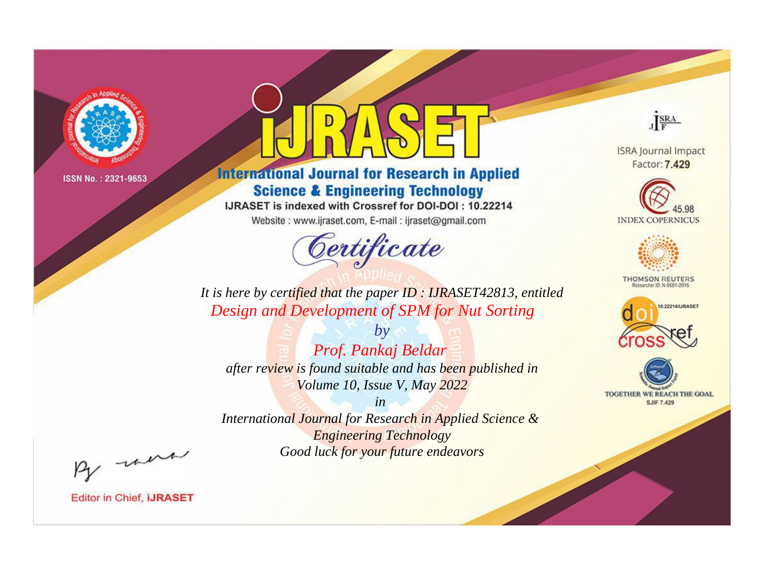ISSN No. : 2321-9653

# iJRASET

## International Journal for Research in Applied Science & Engineering Technology

IJRASET is indexed with Crossref for DOI-DOI : 10.22214

Website : www.ijraset.com, E-mail : ijraset@gmail.com

*Certificate*

*It is here by certified that the paper ID : IJRASET42813, entitled*

*Design and Development of SPM for Nut Sorting*

*by*

*Prof. Pankaj Beldar*

*after review is found suitable and has been published in*

*Volume 10, Issue V, May 2022*

*in*

*International Journal for Research in Applied Science & Engineering Technology*

*Good luck for your future endeavors*

ISRA Journal Impact Factor: **7.429**

45.98 INDEX COPERNICUS

THOMSON REUTERS Researcher ID: N-9681-2016

10.22214/IJRASET

TOGETHER WE REACH THE GOAL SJIF 7.429

Editor in Chief, **iJRASET**